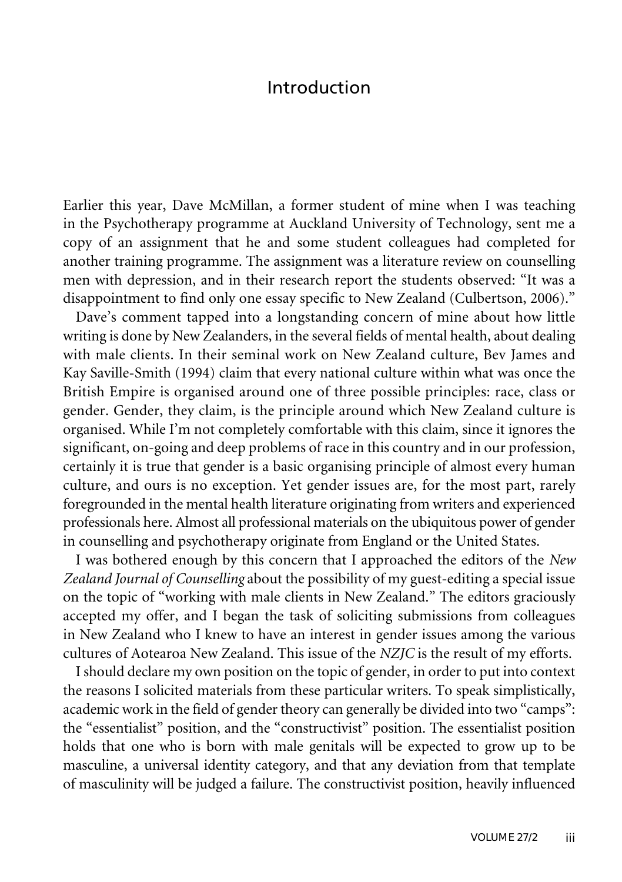# Introduction

Earlier this year, Dave McMillan, a former student of mine when I was teaching in the Psychotherapy programme at Auckland University of Technology, sent me a copy of an assignment that he and some student colleagues had completed for another training programme. The assignment was a literature review on counselling men with depression, and in their research report the students observed: "It was a disappointment to find only one essay specific to New Zealand (Culbertson, 2006)."

Dave's comment tapped into a longstanding concern of mine about how little writing is done by New Zealanders, in the several fields of mental health, about dealing with male clients. In their seminal work on New Zealand culture, Bev James and Kay Saville-Smith (1994) claim that every national culture within what was once the British Empire is organised around one of three possible principles: race, class or gender. Gender, they claim, is the principle around which New Zealand culture is organised. While I'm not completely comfortable with this claim, since it ignores the significant, on-going and deep problems of race in this country and in our profession, certainly it is true that gender is a basic organising principle of almost every human culture, and ours is no exception. Yet gender issues are, for the most part, rarely foregrounded in the mental health literature originating from writers and experienced professionals here. Almost all professional materials on the ubiquitous power of gender in counselling and psychotherapy originate from England or the United States.

I was bothered enough by this concern that I approached the editors of the *New Zealand Journal of Counselling* about the possibility of my guest-editing a special issue on the topic of "working with male clients in New Zealand." The editors graciously accepted my offer, and I began the task of soliciting submissions from colleagues in New Zealand who I knew to have an interest in gender issues among the various cultures of Aotearoa New Zealand. This issue of the *NZJC* is the result of my efforts.

I should declare my own position on the topic of gender, in order to put into context the reasons I solicited materials from these particular writers. To speak simplistically, academic work in the field of gender theory can generally be divided into two "camps": the "essentialist" position, and the "constructivist" position. The essentialist position holds that one who is born with male genitals will be expected to grow up to be masculine, a universal identity category, and that any deviation from that template of masculinity will be judged a failure. The constructivist position, heavily influenced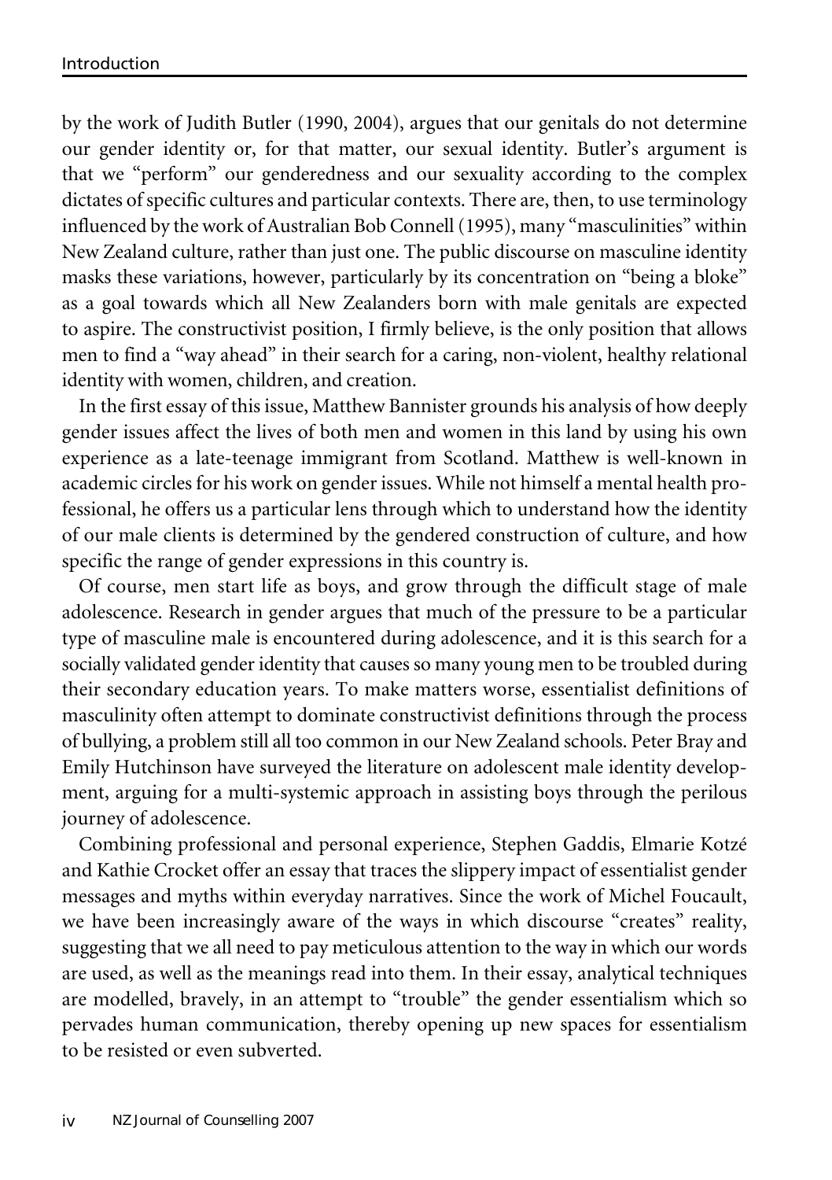by the work of Judith Butler (1990, 2004), argues that our genitals do not determine our gender identity or, for that matter, our sexual identity. Butler's argument is that we "perform" our genderedness and our sexuality according to the complex dictates of specific cultures and particular contexts. There are, then, to use terminology influenced by the work of Australian Bob Connell (1995), many "masculinities" within New Zealand culture, rather than just one. The public discourse on masculine identity masks these variations, however, particularly by its concentration on "being a bloke" as a goal towards which all New Zealanders born with male genitals are expected to aspire. The constructivist position, I firmly believe, is the only position that allows men to find a "way ahead" in their search for a caring, non-violent, healthy relational identity with women, children, and creation.

In the first essay of this issue, Matthew Bannister grounds his analysis of how deeply gender issues affect the lives of both men and women in this land by using his own experience as a late-teenage immigrant from Scotland. Matthew is well-known in academic circles for his work on gender issues. While not himself a mental health professional, he offers us a particular lens through which to understand how the identity of our male clients is determined by the gendered construction of culture, and how specific the range of gender expressions in this country is.

Of course, men start life as boys, and grow through the difficult stage of male adolescence. Research in gender argues that much of the pressure to be a particular type of masculine male is encountered during adolescence, and it is this search for a socially validated gender identity that causes so many young men to be troubled during their secondary education years. To make matters worse, essentialist definitions of masculinity often attempt to dominate constructivist definitions through the process of bullying, a problem still all too common in our New Zealand schools. Peter Bray and Emily Hutchinson have surveyed the literature on adolescent male identity development, arguing for a multi-systemic approach in assisting boys through the perilous journey of adolescence.

Combining professional and personal experience, Stephen Gaddis, Elmarie Kotzé and Kathie Crocket offer an essay that traces the slippery impact of essentialist gender messages and myths within everyday narratives. Since the work of Michel Foucault, we have been increasingly aware of the ways in which discourse "creates" reality, suggesting that we all need to pay meticulous attention to the way in which our words are used, as well as the meanings read into them. In their essay, analytical techniques are modelled, bravely, in an attempt to "trouble" the gender essentialism which so pervades human communication, thereby opening up new spaces for essentialism to be resisted or even subverted.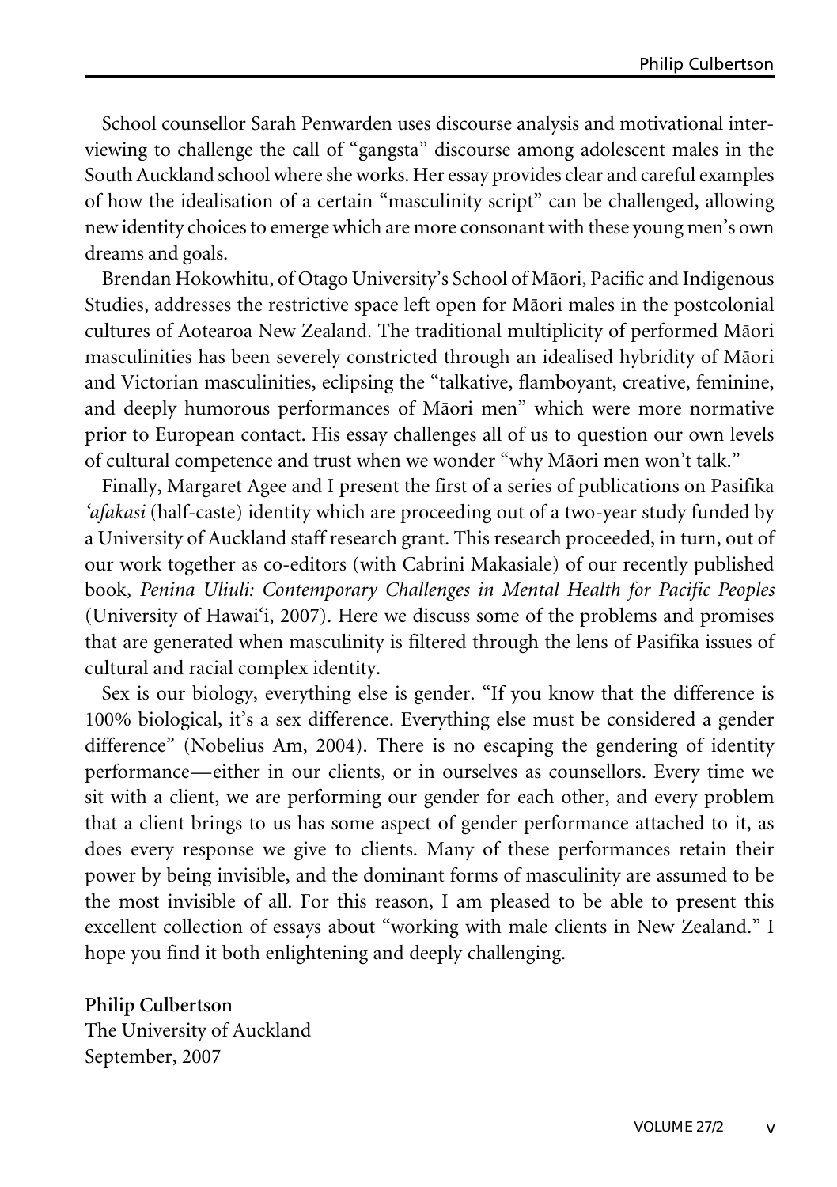School counsellor Sarah Penwarden uses discourse analysis and motivational interviewing to challenge the call of "gangsta" discourse among adolescent males in the South Auckland school where she works. Her essay provides clear and careful examples of how the idealisation of a certain "masculinity script" can be challenged, allowing new identity choices to emerge which are more consonant with these young men's own dreams and goals.

Brendan Hokowhitu, of Otago University's School of Māori, Pacific and Indigenous Studies, addresses the restrictive space left open for Māori males in the postcolonial cultures of Aotearoa New Zealand. The traditional multiplicity of performed Māori masculinities has been severely constricted through an idealised hybridity of Māori and Victorian masculinities, eclipsing the "talkative, flamboyant, creative, feminine, and deeply humorous performances of Māori men" which were more normative prior to European contact. His essay challenges all of us to question our own levels of cultural competence and trust when we wonder "why Māori men won't talk."

Finally, Margaret Agee and I present the first of a series of publications on Pasifika *'afakasi* (half-caste) identity which are proceeding out of a two-year study funded by a University of Auckland staff research grant. This research proceeded, in turn, out of our work together as co-editors (with Cabrini Makasiale) of our recently published book, *Penina Uliuli: Contemporary Challenges in Mental Health for Pacific Peoples* (University of Hawai'i, 2007). Here we discuss some of the problems and promises that are generated when masculinity is filtered through the lens of Pasifika issues of cultural and racial complex identity.

Sex is our biology, everything else is gender. "If you know that the difference is 100% biological, it's a sex difference. Everything else must be considered a gender difference" (Nobelius Am, 2004). There is no escaping the gendering of identity performance—either in our clients, or in ourselves as counsellors. Every time we sit with a client, we are performing our gender for each other, and every problem that a client brings to us has some aspect of gender performance attached to it, as does every response we give to clients. Many of these performances retain their power by being invisible, and the dominant forms of masculinity are assumed to be the most invisible of all. For this reason, I am pleased to be able to present this excellent collection of essays about "working with male clients in New Zealand." I hope you find it both enlightening and deeply challenging.

**Philip Culbertson**
The University of Auckland
September, 2007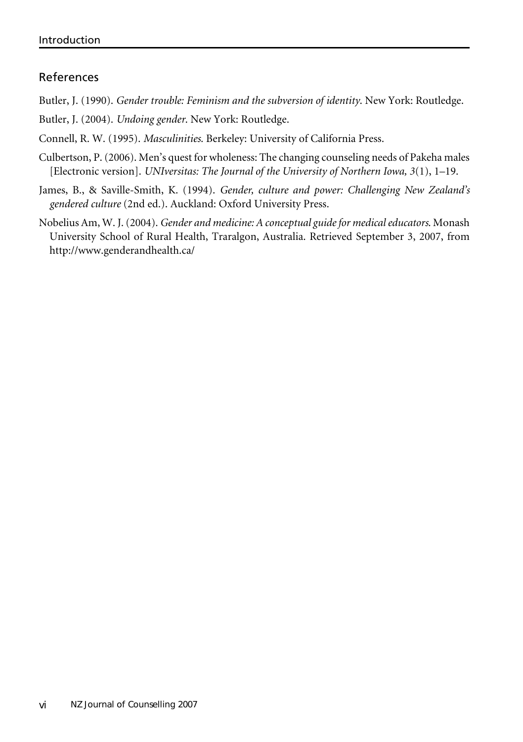## References

Butler, J. (1990). *Gender trouble: Feminism and the subversion of identity*. New York: Routledge.

Butler, J. (2004). *Undoing gender*. New York: Routledge.

Connell, R. W. (1995). *Masculinities*. Berkeley: University of California Press.

Culbertson, P. (2006). Men's quest for wholeness: The changing counseling needs of Pakeha males [Electronic version]. *UNIversitas: The Journal of the University of Northern Iowa, 3*(1), 1–19.

James, B., & Saville-Smith, K. (1994). *Gender, culture and power: Challenging New Zealand's gendered culture* (2nd ed.). Auckland: Oxford University Press.

Nobelius Am, W. J. (2004). *Gender and medicine: A conceptual guide for medical educators*. Monash University School of Rural Health, Traralgon, Australia. Retrieved September 3, 2007, from http://www.genderandhealth.ca/